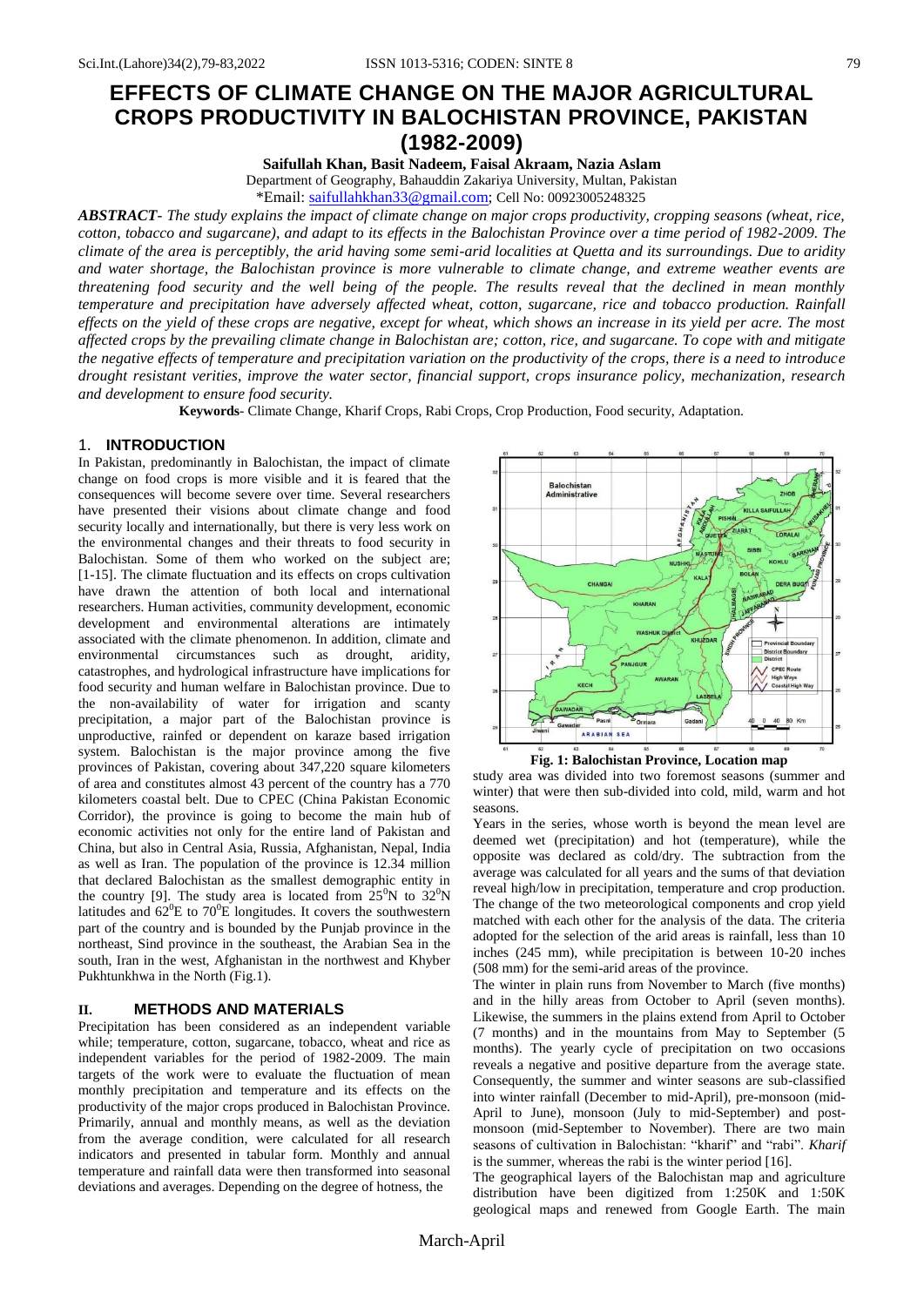# EFFECTS OF CLIMATE CHANGE ON THE MAJOR AGRICULTURAL CROPS PRODUCTIVITY IN BALOCHISTAN PROVINCE, PAKISTAN (1982-2009)

**Saifullah Khan, Basit Nadeem, Faisal Akraam, Nazia Aslam**

Department of Geography, Bahauddin Zakariya University, Multan, Pakistan

*Email: saifullahkhan33@gmail.com; Cell No: 00923005248325

***ABSTRACT-*** *The study explains the impact of climate change on major crops productivity, cropping seasons (wheat, rice, cotton, tobacco and sugarcane), and adapt to its effects in the Balochistan Province over a time period of 1982-2009. The climate of the area is perceptibly, the arid having some semi-arid localities at Quetta and its surroundings. Due to aridity and water shortage, the Balochistan province is more vulnerable to climate change, and extreme weather events are threatening food security and the well being of the people. The results reveal that the declined in mean monthly temperature and precipitation have adversely affected wheat, cotton, sugarcane, rice and tobacco production. Rainfall effects on the yield of these crops are negative, except for wheat, which shows an increase in its yield per acre. The most affected crops by the prevailing climate change in Balochistan are; cotton, rice, and sugarcane. To cope with and mitigate the negative effects of temperature and precipitation variation on the productivity of the crops, there is a need to introduce drought resistant verities, improve the water sector, financial support, crops insurance policy, mechanization, research and development to ensure food security.*

**Keywords**- Climate Change, Kharif Crops, Rabi Crops, Crop Production, Food security, Adaptation.

## 1. INTRODUCTION

In Pakistan, predominantly in Balochistan, the impact of climate change on food crops is more visible and it is feared that the consequences will become severe over time. Several researchers have presented their visions about climate change and food security locally and internationally, but there is very less work on the environmental changes and their threats to food security in Balochistan. Some of them who worked on the subject are; [1-15]. The climate fluctuation and its effects on crops cultivation have drawn the attention of both local and international researchers. Human activities, community development, economic development and environmental alterations are intimately associated with the climate phenomenon. In addition, climate and environmental circumstances such as drought, aridity, catastrophes, and hydrological infrastructure have implications for food security and human welfare in Balochistan province. Due to the non-availability of water for irrigation and scanty precipitation, a major part of the Balochistan province is unproductive, rainfed or dependent on karaze based irrigation system. Balochistan is the major province among the five provinces of Pakistan, covering about 347,220 square kilometers of area and constitutes almost 43 percent of the country has a 770 kilometers coastal belt. Due to CPEC (China Pakistan Economic Corridor), the province is going to become the main hub of economic activities not only for the entire land of Pakistan and China, but also in Central Asia, Russia, Afghanistan, Nepal, India as well as Iran. The population of the province is 12.34 million that declared Balochistan as the smallest demographic entity in the country [9]. The study area is located from $25^0$N to $32^0$N latitudes and $62^0$E to $70^0$E longitudes. It covers the southwestern part of the country and is bounded by the Punjab province in the northeast, Sind province in the southeast, the Arabian Sea in the south, Iran in the west, Afghanistan in the northwest and Khyber Pukhtunkhwa in the North (Fig.1).

## II. METHODS AND MATERIALS

Precipitation has been considered as an independent variable while; temperature, cotton, sugarcane, tobacco, wheat and rice as independent variables for the period of 1982-2009. The main targets of the work were to evaluate the fluctuation of mean monthly precipitation and temperature and its effects on the productivity of the major crops produced in Balochistan Province. Primarily, annual and monthly means, as well as the deviation from the average condition, were calculated for all research indicators and presented in tabular form. Monthly and annual temperature and rainfall data were then transformed into seasonal deviations and averages. Depending on the degree of hotness, the study area was divided into two foremost seasons (summer and winter) that were then sub-divided into cold, mild, warm and hot seasons.

**Fig. 1: Balochistan Province, Location map**

Years in the series, whose worth is beyond the mean level are deemed wet (precipitation) and hot (temperature), while the opposite was declared as cold/dry. The subtraction from the average was calculated for all years and the sums of that deviation reveal high/low in precipitation, temperature and crop production. The change of the two meteorological components and crop yield matched with each other for the analysis of the data. The criteria adopted for the selection of the arid areas is rainfall, less than 10 inches (245 mm), while precipitation is between 10-20 inches (508 mm) for the semi-arid areas of the province.

The winter in plain runs from November to March (five months) and in the hilly areas from October to April (seven months). Likewise, the summers in the plains extend from April to October (7 months) and in the mountains from May to September (5 months). The yearly cycle of precipitation on two occasions reveals a negative and positive departure from the average state. Consequently, the summer and winter seasons are sub-classified into winter rainfall (December to mid-April), pre-monsoon (mid-April to June), monsoon (July to mid-September) and post-monsoon (mid-September to November). There are two main seasons of cultivation in Balochistan: "kharif" and "rabi". *Kharif* is the summer, whereas the rabi is the winter period [16].

The geographical layers of the Balochistan map and agriculture distribution have been digitized from 1:250K and 1:50K geological maps and renewed from Google Earth. The main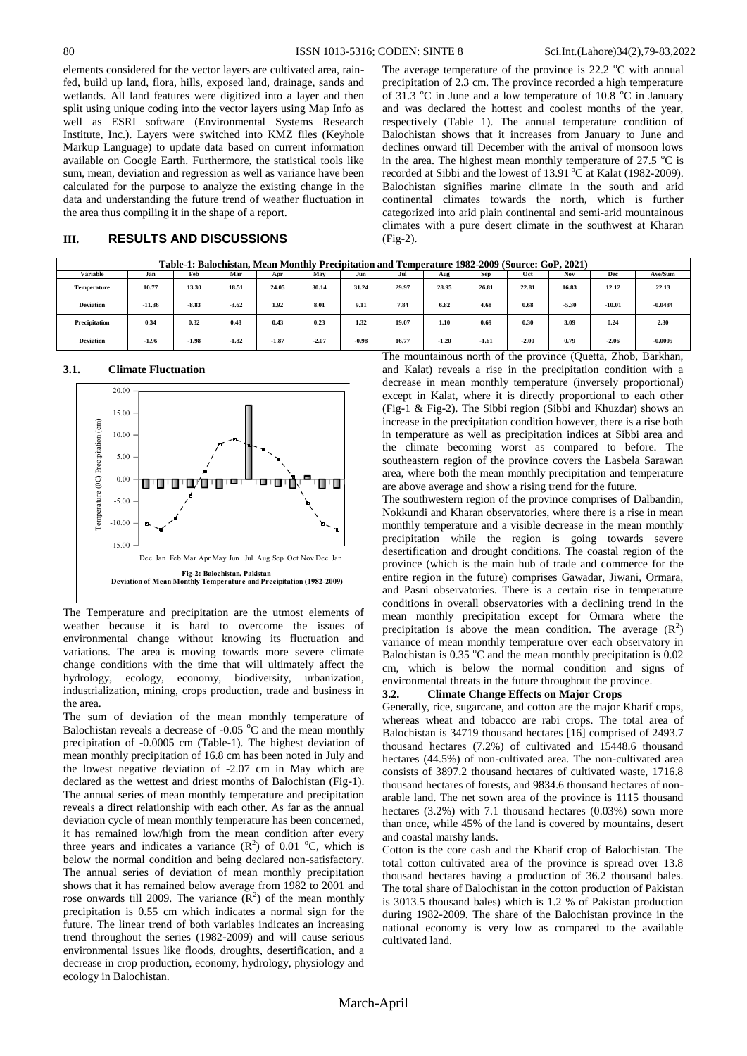elements considered for the vector layers are cultivated area, rain-fed, build up land, flora, hills, exposed land, drainage, sands and wetlands. All land features were digitized into a layer and then split using unique coding into the vector layers using Map Info as well as ESRI software (Environmental Systems Research Institute, Inc.). Layers were switched into KMZ files (Keyhole Markup Language) to update data based on current information available on Google Earth. Furthermore, the statistical tools like sum, mean, deviation and regression as well as variance have been calculated for the purpose to analyze the existing change in the data and understanding the future trend of weather fluctuation in the area thus compiling it in the shape of a report.

## III. RESULTS AND DISCUSSIONS

The average temperature of the province is 22.2 °C with annual precipitation of 2.3 cm. The province recorded a high temperature of 31.3 °C in June and a low temperature of 10.8 °C in January and was declared the hottest and coolest months of the year, respectively (Table 1). The annual temperature condition of Balochistan shows that it increases from January to June and declines onward till December with the arrival of monsoon lows in the area. The highest mean monthly temperature of 27.5 °C is recorded at Sibbi and the lowest of 13.91 °C at Kalat (1982-2009). Balochistan signifies marine climate in the south and arid continental climates towards the north, which is further categorized into arid plain continental and semi-arid mountainous climates with a pure desert climate in the southwest at Kharan (Fig-2).

**Table-1: Balochistan, Mean Monthly Precipitation and Temperature 1982-2009 (Source: GoP, 2021)**

| Variable | Jan | Feb | Mar | Apr | May | Jun | Jul | Aug | Sep | Oct | Nov | Dec | Ave/Sum |
|---|---|---|---|---|---|---|---|---|---|---|---|---|---|
| Temperature | 10.77 | 13.30 | 18.51 | 24.05 | 30.14 | 31.24 | 29.97 | 28.95 | 26.81 | 22.81 | 16.83 | 12.12 | 22.13 |
| Deviation | -11.36 | -8.83 | -3.62 | 1.92 | 8.01 | 9.11 | 7.84 | 6.82 | 4.68 | 0.68 | -5.30 | -10.01 | -0.0484 |
| Precipitation | 0.34 | 0.32 | 0.48 | 0.43 | 0.23 | 1.32 | 19.07 | 1.10 | 0.69 | 0.30 | 3.09 | 0.24 | 2.30 |
| Deviation | -1.96 | -1.98 | -1.82 | -1.87 | -2.07 | -0.98 | 16.77 | -1.20 | -1.61 | -2.00 | 0.79 | -2.06 | -0.0005 |

### 3.1. Climate Fluctuation

**Fig-2: Balochistan, Pakistan**
**Deviation of Mean Monthly Temperature and Precipitation (1982-2009)**

The Temperature and precipitation are the utmost elements of weather because it is hard to overcome the issues of environmental change without knowing its fluctuation and variations. The area is moving towards more severe climate change conditions with the time that will ultimately affect the hydrology, ecology, economy, biodiversity, urbanization, industrialization, mining, crops production, trade and business in the area.

The sum of deviation of the mean monthly temperature of Balochistan reveals a decrease of -0.05 °C and the mean monthly precipitation of -0.0005 cm (Table-1). The highest deviation of mean monthly precipitation of 16.8 cm has been noted in July and the lowest negative deviation of -2.07 cm in May which are declared as the wettest and driest months of Balochistan (Fig-1). The annual series of mean monthly temperature and precipitation reveals a direct relationship with each other. As far as the annual deviation cycle of mean monthly temperature has been concerned, it has remained low/high from the mean condition after every three years and indicates a variance ($R^2$) of 0.01 °C, which is below the normal condition and being declared non-satisfactory. The annual series of deviation of mean monthly precipitation shows that it has remained below average from 1982 to 2001 and rose onwards till 2009. The variance ($R^2$) of the mean monthly precipitation is 0.55 cm which indicates a normal sign for the future. The linear trend of both variables indicates an increasing trend throughout the series (1982-2009) and will cause serious environmental issues like floods, droughts, desertification, and a decrease in crop production, economy, hydrology, physiology and ecology in Balochistan.

The mountainous north of the province (Quetta, Zhob, Barkhan, and Kalat) reveals a rise in the precipitation condition with a decrease in mean monthly temperature (inversely proportional) except in Kalat, where it is directly proportional to each other (Fig-1 & Fig-2). The Sibbi region (Sibbi and Khuzdar) shows an increase in the precipitation condition however, there is a rise both in temperature as well as precipitation indices at Sibbi area and the climate becoming worst as compared to before. The southeastern region of the province covers the Lasbela Sarawan area, where both the mean monthly precipitation and temperature are above average and show a rising trend for the future.

The southwestern region of the province comprises of Dalbandin, Nokkundi and Kharan observatories, where there is a rise in mean monthly temperature and a visible decrease in the mean monthly precipitation while the region is going towards severe desertification and drought conditions. The coastal region of the province (which is the main hub of trade and commerce for the entire region in the future) comprises Gawadar, Jiwani, Ormara, and Pasni observatories. There is a certain rise in temperature conditions in overall observatories with a declining trend in the mean monthly precipitation except for Ormara where the precipitation is above the mean condition. The average ($R^2$) variance of mean monthly temperature over each observatory in Balochistan is 0.35 °C and the mean monthly precipitation is 0.02 cm, which is below the normal condition and signs of environmental threats in the future throughout the province.

### 3.2. Climate Change Effects on Major Crops

Generally, rice, sugarcane, and cotton are the major Kharif crops, whereas wheat and tobacco are rabi crops. The total area of Balochistan is 34719 thousand hectares [16] comprised of 2493.7 thousand hectares (7.2%) of cultivated and 15448.6 thousand hectares (44.5%) of non-cultivated area. The non-cultivated area consists of 3897.2 thousand hectares of cultivated waste, 1716.8 thousand hectares of forests, and 9834.6 thousand hectares of non-arable land. The net sown area of the province is 1115 thousand hectares (3.2%) with 7.1 thousand hectares (0.03%) sown more than once, while 45% of the land is covered by mountains, desert and coastal marshy lands.

Cotton is the core cash and the Kharif crop of Balochistan. The total cotton cultivated area of the province is spread over 13.8 thousand hectares having a production of 36.2 thousand bales. The total share of Balochistan in the cotton production of Pakistan is 3013.5 thousand bales) which is 1.2 % of Pakistan production during 1982-2009. The share of the Balochistan province in the national economy is very low as compared to the available cultivated land.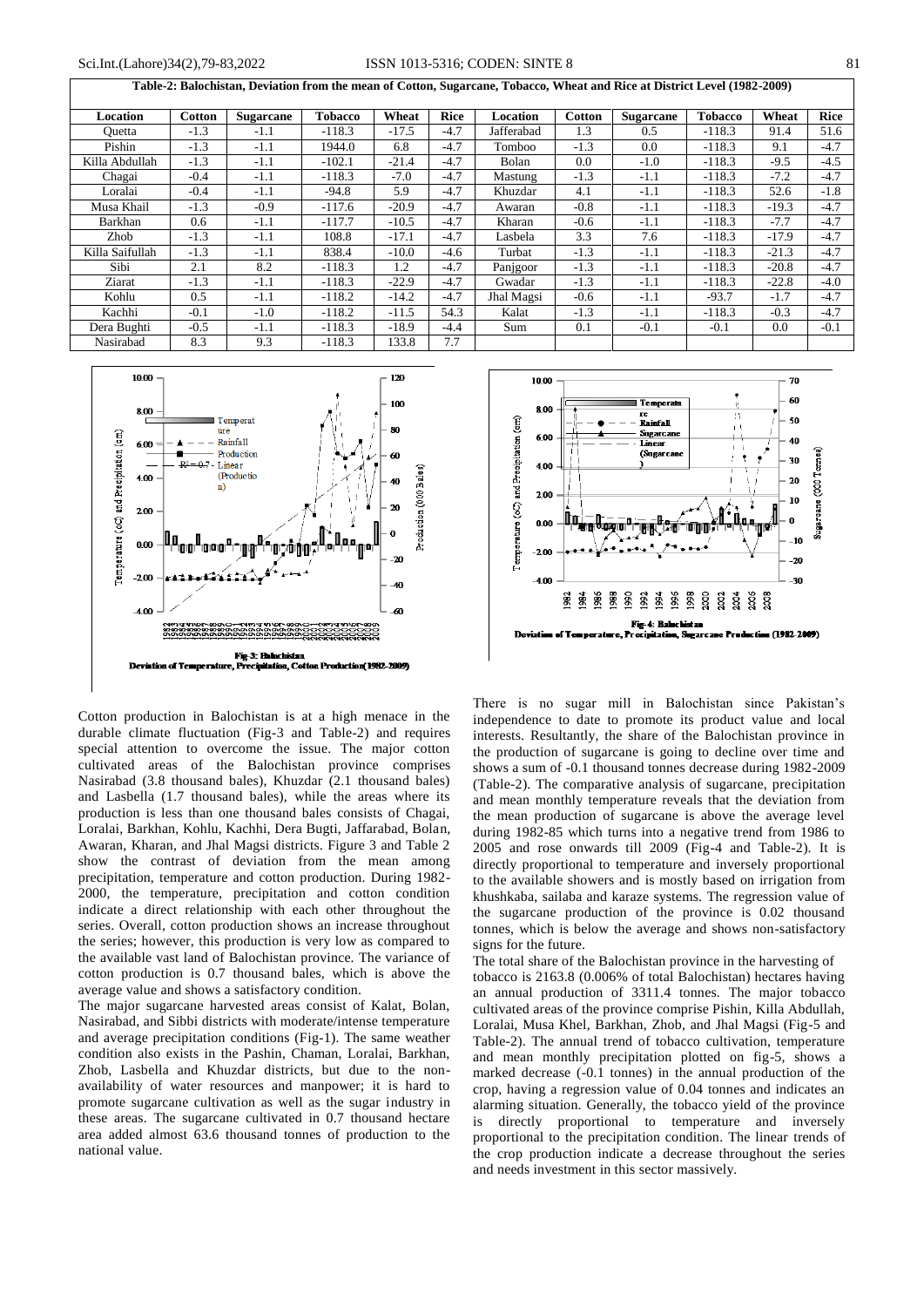**Table-2: Balochistan, Deviation from the mean of Cotton, Sugarcane, Tobacco, Wheat and Rice at District Level (1982-2009)**

| Location | Cotton | Sugarcane | Tobacco | Wheat | Rice | Location | Cotton | Sugarcane | Tobacco | Wheat | Rice |
|---|---|---|---|---|---|---|---|---|---|---|---|
| Quetta | -1.3 | -1.1 | -118.3 | -17.5 | -4.7 | Jafferabad | 1.3 | 0.5 | -118.3 | 91.4 | 51.6 |
| Pishin | -1.3 | -1.1 | 1944.0 | 6.8 | -4.7 | Tomboo | -1.3 | 0.0 | -118.3 | 9.1 | -4.7 |
| Killa Abdullah | -1.3 | -1.1 | -102.1 | -21.4 | -4.7 | Bolan | 0.0 | -1.0 | -118.3 | -9.5 | -4.5 |
| Chagai | -0.4 | -1.1 | -118.3 | -7.0 | -4.7 | Mastung | -1.3 | -1.1 | -118.3 | -7.2 | -4.7 |
| Loralai | -0.4 | -1.1 | -94.8 | 5.9 | -4.7 | Khuzdar | 4.1 | -1.1 | -118.3 | 52.6 | -1.8 |
| Musa Khail | -1.3 | -0.9 | -117.6 | -20.9 | -4.7 | Awaran | -0.8 | -1.1 | -118.3 | -19.3 | -4.7 |
| Barkhan | 0.6 | -1.1 | -117.7 | -10.5 | -4.7 | Kharan | -0.6 | -1.1 | -118.3 | -7.7 | -4.7 |
| Zhob | -1.3 | -1.1 | 108.8 | -17.1 | -4.7 | Lasbela | 3.3 | 7.6 | -118.3 | -17.9 | -4.7 |
| Killa Saifullah | -1.3 | -1.1 | 838.4 | -10.0 | -4.6 | Turbat | -1.3 | -1.1 | -118.3 | -21.3 | -4.7 |
| Sibi | 2.1 | 8.2 | -118.3 | 1.2 | -4.7 | Panjgoor | -1.3 | -1.1 | -118.3 | -20.8 | -4.7 |
| Ziarat | -1.3 | -1.1 | -118.3 | -22.9 | -4.7 | Gwadar | -1.3 | -1.1 | -118.3 | -22.8 | -4.0 |
| Kohlu | 0.5 | -1.1 | -118.2 | -14.2 | -4.7 | Jhal Magsi | -0.6 | -1.1 | -93.7 | -1.7 | -4.7 |
| Kachhi | -0.1 | -1.0 | -118.2 | -11.5 | 54.3 | Kalat | -1.3 | -1.1 | -118.3 | -0.3 | -4.7 |
| Dera Bughti | -0.5 | -1.1 | -118.3 | -18.9 | -4.4 | Sum | 0.1 | -0.1 | -0.1 | 0.0 | -0.1 |
| Nasirabad | 8.3 | 9.3 | -118.3 | 133.8 | 7.7 | | | | | | |

Fig-3: Balochistan
Deviation of Temperature, Precipitation, Cotton Production(1982-2009)

Fig-4: Balochistan
Deviation of Temperature, Precipitation, Sugarcane Production (1982-2009)

Cotton production in Balochistan is at a high menace in the durable climate fluctuation (Fig-3 and Table-2) and requires special attention to overcome the issue. The major cotton cultivated areas of the Balochistan province comprises Nasirabad (3.8 thousand bales), Khuzdar (2.1 thousand bales) and Lasbella (1.7 thousand bales), while the areas where its production is less than one thousand bales consists of Chagai, Loralai, Barkhan, Kohlu, Kachhi, Dera Bugti, Jaffarabad, Bolan, Awaran, Kharan, and Jhal Magsi districts. Figure 3 and Table 2 show the contrast of deviation from the mean among precipitation, temperature and cotton production. During 1982-2000, the temperature, precipitation and cotton condition indicate a direct relationship with each other throughout the series. Overall, cotton production shows an increase throughout the series; however, this production is very low as compared to the available vast land of Balochistan province. The variance of cotton production is 0.7 thousand bales, which is above the average value and shows a satisfactory condition.

The major sugarcane harvested areas consist of Kalat, Bolan, Nasirabad, and Sibbi districts with moderate/intense temperature and average precipitation conditions (Fig-1). The same weather condition also exists in the Pashin, Chaman, Loralai, Barkhan, Zhob, Lasbella and Khuzdar districts, but due to the non-availability of water resources and manpower; it is hard to promote sugarcane cultivation as well as the sugar industry in these areas. The sugarcane cultivated in 0.7 thousand hectare area added almost 63.6 thousand tonnes of production to the national value.

There is no sugar mill in Balochistan since Pakistan's independence to date to promote its product value and local interests. Resultantly, the share of the Balochistan province in the production of sugarcane is going to decline over time and shows a sum of -0.1 thousand tonnes decrease during 1982-2009 (Table-2). The comparative analysis of sugarcane, precipitation and mean monthly temperature reveals that the deviation from the mean production of sugarcane is above the average level during 1982-85 which turns into a negative trend from 1986 to 2005 and rose onwards till 2009 (Fig-4 and Table-2). It is directly proportional to temperature and inversely proportional to the available showers and is mostly based on irrigation from khushkaba, sailaba and karaze systems. The regression value of the sugarcane production of the province is 0.02 thousand tonnes, which is below the average and shows non-satisfactory signs for the future.

The total share of the Balochistan province in the harvesting of tobacco is 2163.8 (0.006% of total Balochistan) hectares having an annual production of 3311.4 tonnes. The major tobacco cultivated areas of the province comprise Pishin, Killa Abdullah, Loralai, Musa Khel, Barkhan, Zhob, and Jhal Magsi (Fig-5 and Table-2). The annual trend of tobacco cultivation, temperature and mean monthly precipitation plotted on fig-5, shows a marked decrease (-0.1 tonnes) in the annual production of the crop, having a regression value of 0.04 tonnes and indicates an alarming situation. Generally, the tobacco yield of the province is directly proportional to temperature and inversely proportional to the precipitation condition. The linear trends of the crop production indicate a decrease throughout the series and needs investment in this sector massively.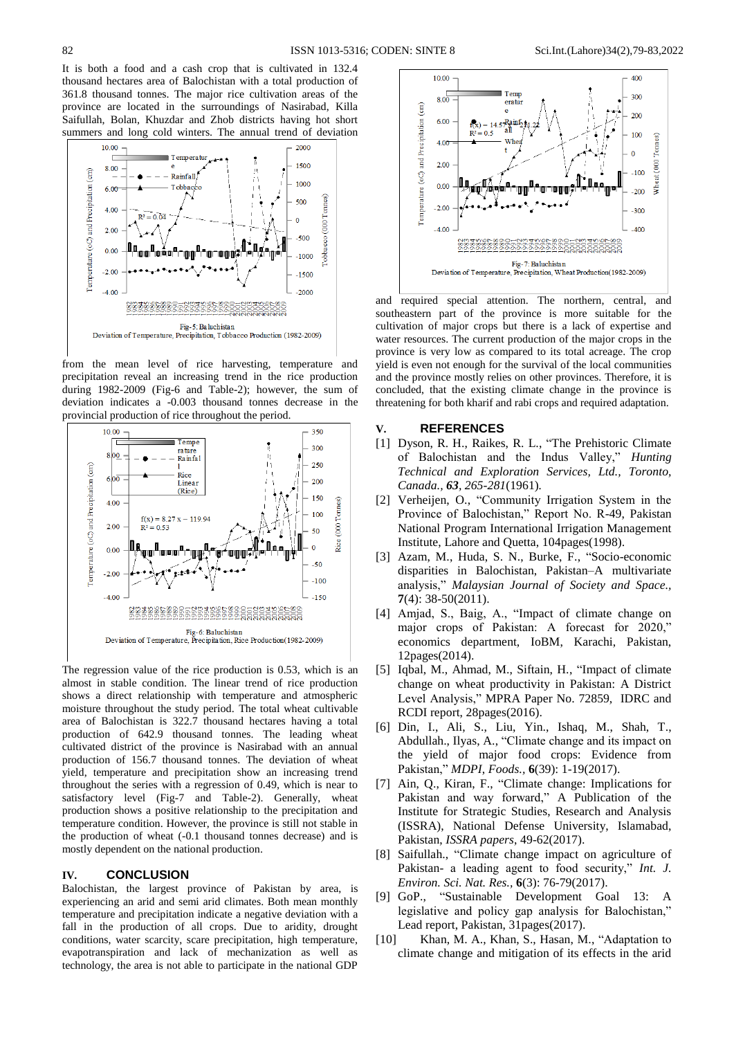It is both a food and a cash crop that is cultivated in 132.4 thousand hectares area of Balochistan with a total production of 361.8 thousand tonnes. The major rice cultivation areas of the province are located in the surroundings of Nasirabad, Killa Saifullah, Bolan, Khuzdar and Zhob districts having hot short summers and long cold winters. The annual trend of deviation from the mean level of rice harvesting, temperature and precipitation reveal an increasing trend in the rice production during 1982-2009 (Fig-6 and Table-2); however, the sum of deviation indicates a -0.003 thousand tonnes decrease in the provincial production of rice throughout the period.

Fig-5: Baluchistan
Deviation of Temperature, Precipitation, Tobbacco Production (1982-2009)

Fig-6: Baluchistan
Deviation of Temperature, Precipitation, Rice Production(1982-2009)

The regression value of the rice production is 0.53, which is an almost in stable condition. The linear trend of rice production shows a direct relationship with temperature and atmospheric moisture throughout the study period. The total wheat cultivable area of Balochistan is 322.7 thousand hectares having a total production of 642.9 thousand tonnes. The leading wheat cultivated district of the province is Nasirabad with an annual production of 156.7 thousand tonnes. The deviation of wheat yield, temperature and precipitation show an increasing trend throughout the series with a regression of 0.49, which is near to satisfactory level (Fig-7 and Table-2). Generally, wheat production shows a positive relationship to the precipitation and temperature condition. However, the province is still not stable in the production of wheat (-0.1 thousand tonnes decrease) and is mostly dependent on the national production.

## IV. CONCLUSION

Balochistan, the largest province of Pakistan by area, is experiencing an arid and semi arid climates. Both mean monthly temperature and precipitation indicate a negative deviation with a fall in the production of all crops. Due to aridity, drought conditions, water scarcity, scare precipitation, high temperature, evapotranspiration and lack of mechanization as well as technology, the area is not able to participate in the national GDP and required special attention. The northern, central, and southeastern part of the province is more suitable for the cultivation of major crops but there is a lack of expertise and water resources. The current production of the major crops in the province is very low as compared to its total acreage. The crop yield is even not enough for the survival of the local communities and the province mostly relies on other provinces. Therefore, it is concluded, that the existing climate change in the province is threatening for both kharif and rabi crops and required adaptation.

Fig-7: Baluchistan
Deviation of Temperature, Precipitation, Wheat Production(1982-2009)

## V. REFERENCES

[1] Dyson, R. H., Raikes, R. L., "The Prehistoric Climate of Balochistan and the Indus Valley," *Hunting Technical and Exploration Services, Ltd., Toronto, Canada., **63**, 265-281*(1961).

[2] Verheijen, O., "Community Irrigation System in the Province of Balochistan," Report No. R-49, Pakistan National Program International Irrigation Management Institute, Lahore and Quetta, 104pages(1998).

[3] Azam, M., Huda, S. N., Burke, F., "Socio-economic disparities in Balochistan, Pakistan–A multivariate analysis," *Malaysian Journal of Society and Space.*, **7**(4): 38-50(2011).

[4] Amjad, S., Baig, A., "Impact of climate change on major crops of Pakistan: A forecast for 2020," economics department, IoBM, Karachi, Pakistan, 12pages(2014).

[5] Iqbal, M., Ahmad, M., Siftain, H., "Impact of climate change on wheat productivity in Pakistan: A District Level Analysis," MPRA Paper No. 72859, IDRC and RCDI report, 28pages(2016).

[6] Din, I., Ali, S., Liu, Yin., Ishaq, M., Shah, T., Abdullah., Ilyas, A., "Climate change and its impact on the yield of major food crops: Evidence from Pakistan," *MDPI, Foods.*, **6**(39): 1-19(2017).

[7] Ain, Q., Kiran, F., "Climate change: Implications for Pakistan and way forward," A Publication of the Institute for Strategic Studies, Research and Analysis (ISSRA), National Defense University, Islamabad, Pakistan, *ISSRA papers*, 49-62(2017).

[8] Saifullah., "Climate change impact on agriculture of Pakistan- a leading agent to food security," *Int. J. Environ. Sci. Nat. Res.*, **6**(3): 76-79(2017).

[9] GoP., "Sustainable Development Goal 13: A legislative and policy gap analysis for Balochistan," Lead report, Pakistan, 31pages(2017).

[10] Khan, M. A., Khan, S., Hasan, M., "Adaptation to climate change and mitigation of its effects in the arid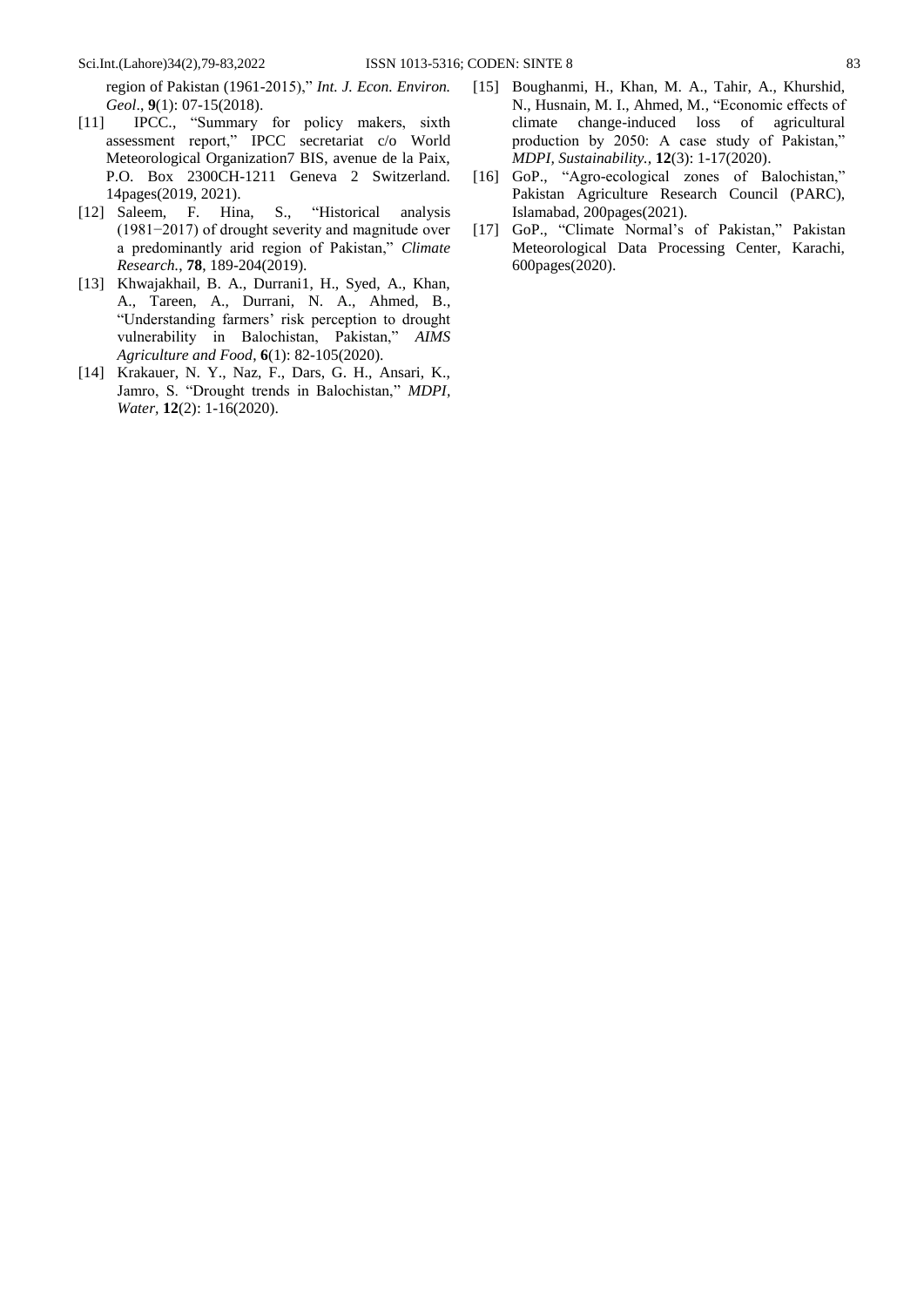region of Pakistan (1961-2015)," *Int. J. Econ. Environ. Geol*., **9**(1): 07-15(2018).

[11] IPCC., "Summary for policy makers, sixth assessment report," IPCC secretariat c/o World Meteorological Organization7 BIS, avenue de la Paix, P.O. Box 2300CH-1211 Geneva 2 Switzerland. 14pages(2019, 2021).

[12] Saleem, F. Hina, S., "Historical analysis (1981−2017) of drought severity and magnitude over a predominantly arid region of Pakistan," *Climate Research.*, **78**, 189-204(2019).

[13] Khwajakhail, B. A., Durrani1, H., Syed, A., Khan, A., Tareen, A., Durrani, N. A., Ahmed, B., "Understanding farmers' risk perception to drought vulnerability in Balochistan, Pakistan," *AIMS Agriculture and Food*, **6**(1): 82-105(2020).

[14] Krakauer, N. Y., Naz, F., Dars, G. H., Ansari, K., Jamro, S. "Drought trends in Balochistan," *MDPI*, *Water*, **12**(2): 1-16(2020).

[15] Boughanmi, H., Khan, M. A., Tahir, A., Khurshid, N., Husnain, M. I., Ahmed, M., "Economic effects of climate change-induced loss of agricultural production by 2050: A case study of Pakistan," *MDPI, Sustainability.*, **12**(3): 1-17(2020).

[16] GoP., "Agro-ecological zones of Balochistan," Pakistan Agriculture Research Council (PARC), Islamabad, 200pages(2021).

[17] GoP., "Climate Normal's of Pakistan," Pakistan Meteorological Data Processing Center, Karachi, 600pages(2020).